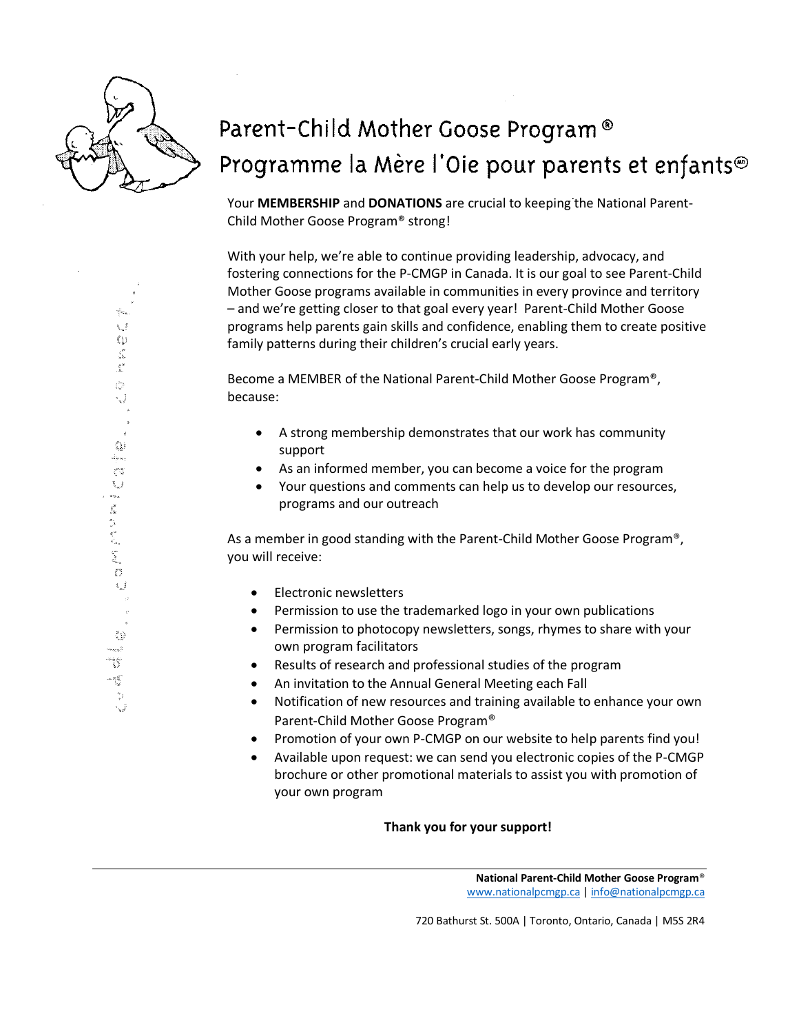# Parent-Child Mother Goose Program®
# Programme la Mère l'Oie pour parents et enfants®

Your **MEMBERSHIP** and **DONATIONS** are crucial to keeping the National Parent-Child Mother Goose Program® strong!

With your help, we're able to continue providing leadership, advocacy, and fostering connections for the P-CMGP in Canada. It is our goal to see Parent-Child Mother Goose programs available in communities in every province and territory – and we're getting closer to that goal every year! Parent-Child Mother Goose programs help parents gain skills and confidence, enabling them to create positive family patterns during their children's crucial early years.

Become a MEMBER of the National Parent-Child Mother Goose Program®, because:

- A strong membership demonstrates that our work has community support
- As an informed member, you can become a voice for the program
- Your questions and comments can help us to develop our resources, programs and our outreach

As a member in good standing with the Parent-Child Mother Goose Program®, you will receive:

- Electronic newsletters
- Permission to use the trademarked logo in your own publications
- Permission to photocopy newsletters, songs, rhymes to share with your own program facilitators
- Results of research and professional studies of the program
- An invitation to the Annual General Meeting each Fall
- Notification of new resources and training available to enhance your own Parent-Child Mother Goose Program®
- Promotion of your own P-CMGP on our website to help parents find you!
- Available upon request: we can send you electronic copies of the P-CMGP brochure or other promotional materials to assist you with promotion of your own program

**Thank you for your support!**

---

**National Parent-Child Mother Goose Program®**
www.nationalpcmgp.ca | info@nationalpcmgp.ca

720 Bathurst St. 500A | Toronto, Ontario, Canada | M5S 2R4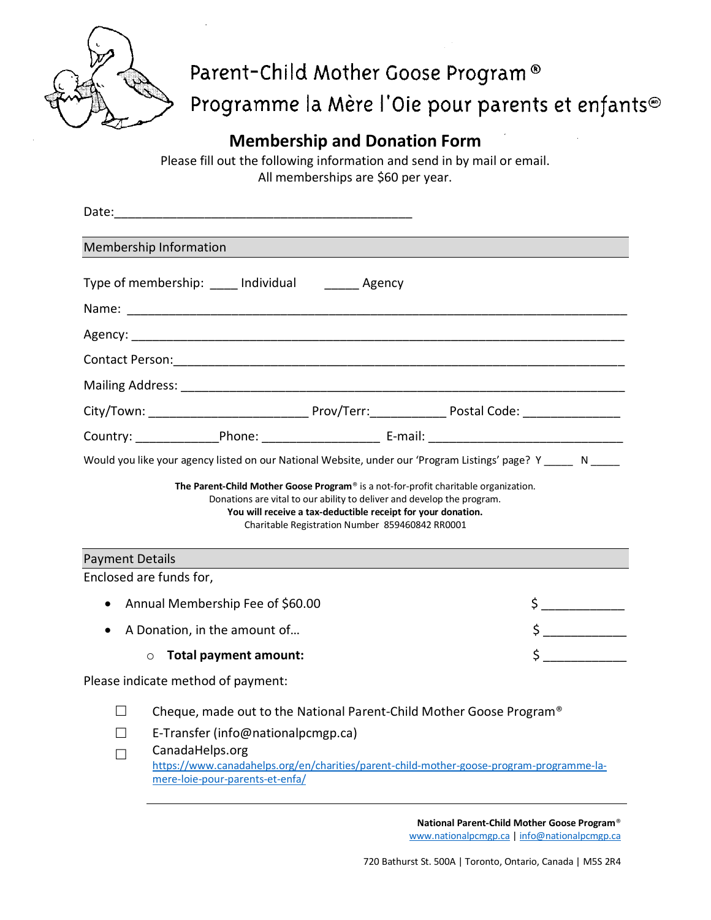# Parent-Child Mother Goose Program®

# Programme la Mère l'Oie pour parents et enfants®

## Membership and Donation Form

Please fill out the following information and send in by mail or email.
All memberships are $60 per year.

Date:___________________________________________

### Membership Information

Type of membership: ____ Individual ______ Agency

Name: ___________________________________________________________________________

Agency: __________________________________________________________________________

Contact Person:____________________________________________________________________

Mailing Address: ___________________________________________________________________

City/Town: _______________________ Prov/Terr:___________ Postal Code: ______________

Country: ____________Phone: _________________ E-mail: ____________________________

Would you like your agency listed on our National Website, under our 'Program Listings' page? Y _____ N _____

**The Parent-Child Mother Goose Program**® is a not-for-profit charitable organization.
Donations are vital to our ability to deliver and develop the program.
**You will receive a tax-deductible receipt for your donation.**
Charitable Registration Number 859460842 RR0001

### Payment Details

Enclosed are funds for,

- Annual Membership Fee of $60.00 $ ____________
- A Donation, in the amount of… $ ____________
  - **Total payment amount:** $ ____________

Please indicate method of payment:

☐ Cheque, made out to the National Parent-Child Mother Goose Program®

☐ E-Transfer (info@nationalpcmgp.ca)

☐ CanadaHelps.org
https://www.canadahelps.org/en/charities/parent-child-mother-goose-program-programme-la-mere-loie-pour-parents-et-enfa/

**National Parent-Child Mother Goose Program**®
www.nationalpcmgp.ca | info@nationalpcmgp.ca

720 Bathurst St. 500A | Toronto, Ontario, Canada | M5S 2R4